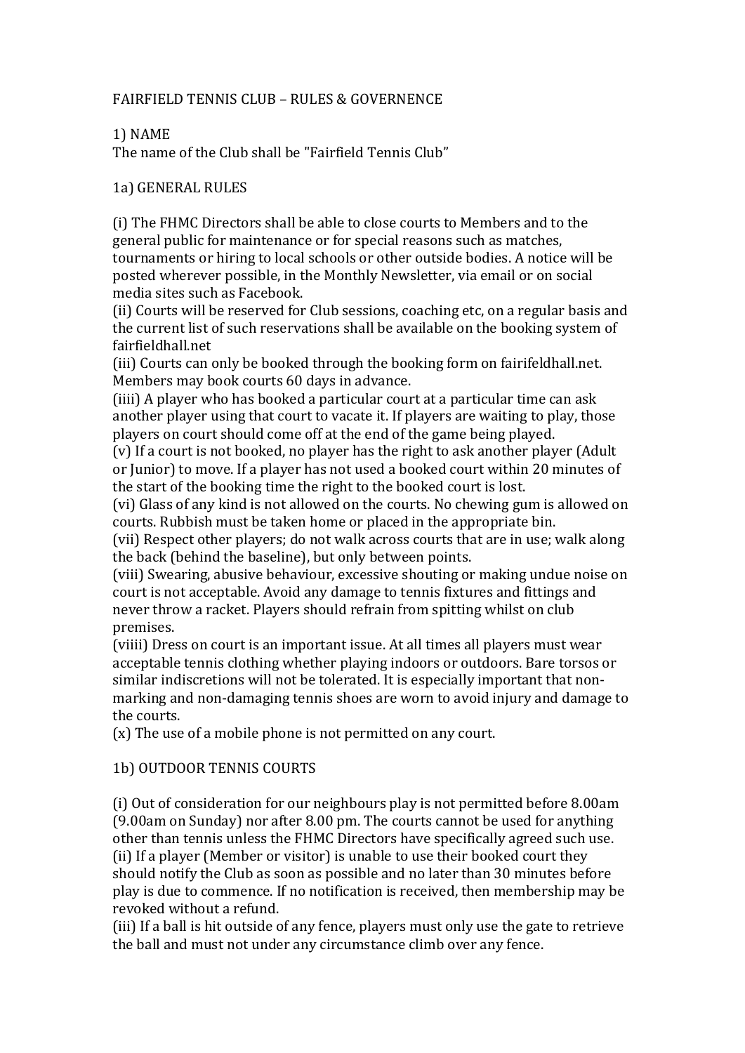# FAIRFIELD TENNIS CLUB – RULES & GOVERNENCE

## 1) NAME

The name of the Club shall be "Fairfield Tennis Club"

## 1a) GENERAL RULES

(i) The FHMC Directors shall be able to close courts to Members and to the general public for maintenance or for special reasons such as matches, tournaments or hiring to local schools or other outside bodies. A notice will be posted wherever possible, in the Monthly Newsletter, via email or on social media sites such as Facebook.
(ii) Courts will be reserved for Club sessions, coaching etc, on a regular basis and the current list of such reservations shall be available on the booking system of fairfieldhall.net
(iii) Courts can only be booked through the booking form on fairifeldhall.net. Members may book courts 60 days in advance.
(iiii) A player who has booked a particular court at a particular time can ask another player using that court to vacate it. If players are waiting to play, those players on court should come off at the end of the game being played.
(v) If a court is not booked, no player has the right to ask another player (Adult or Junior) to move. If a player has not used a booked court within 20 minutes of the start of the booking time the right to the booked court is lost.
(vi) Glass of any kind is not allowed on the courts. No chewing gum is allowed on courts. Rubbish must be taken home or placed in the appropriate bin.
(vii) Respect other players; do not walk across courts that are in use; walk along the back (behind the baseline), but only between points.
(viii) Swearing, abusive behaviour, excessive shouting or making undue noise on court is not acceptable. Avoid any damage to tennis fixtures and fittings and never throw a racket. Players should refrain from spitting whilst on club premises.
(viiii) Dress on court is an important issue. At all times all players must wear acceptable tennis clothing whether playing indoors or outdoors. Bare torsos or similar indiscretions will not be tolerated. It is especially important that non-marking and non-damaging tennis shoes are worn to avoid injury and damage to the courts.
(x) The use of a mobile phone is not permitted on any court.

## 1b) OUTDOOR TENNIS COURTS

(i) Out of consideration for our neighbours play is not permitted before 8.00am (9.00am on Sunday) nor after 8.00 pm. The courts cannot be used for anything other than tennis unless the FHMC Directors have specifically agreed such use.
(ii) If a player (Member or visitor) is unable to use their booked court they should notify the Club as soon as possible and no later than 30 minutes before play is due to commence. If no notification is received, then membership may be revoked without a refund.
(iii) If a ball is hit outside of any fence, players must only use the gate to retrieve the ball and must not under any circumstance climb over any fence.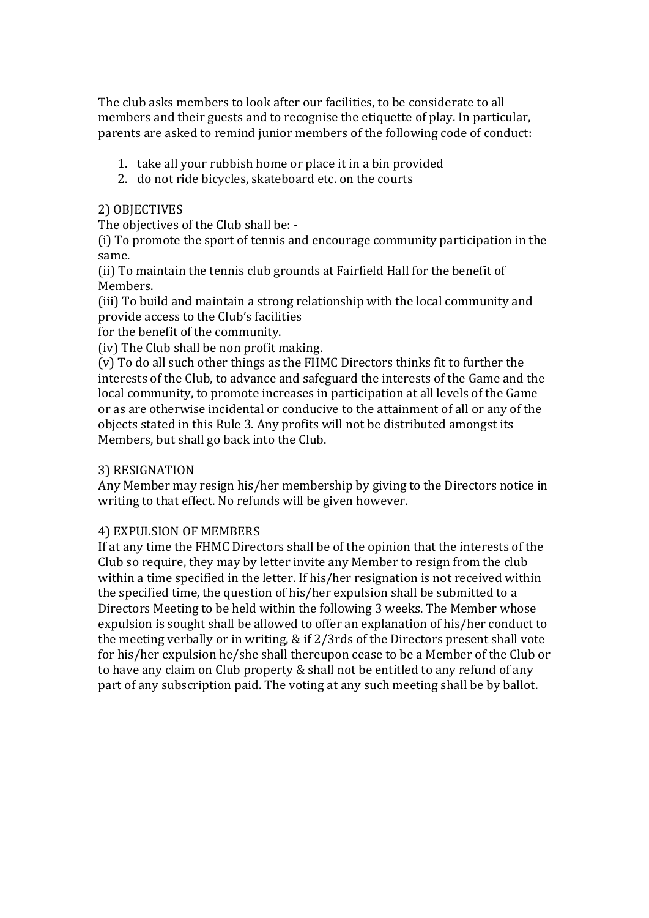The club asks members to look after our facilities, to be considerate to all members and their guests and to recognise the etiquette of play. In particular, parents are asked to remind junior members of the following code of conduct:

1. take all your rubbish home or place it in a bin provided
2. do not ride bicycles, skateboard etc. on the courts

2) OBJECTIVES

The objectives of the Club shall be: -

(i) To promote the sport of tennis and encourage community participation in the same.

(ii) To maintain the tennis club grounds at Fairfield Hall for the benefit of Members.

(iii) To build and maintain a strong relationship with the local community and provide access to the Club's facilities
for the benefit of the community.

(iv) The Club shall be non profit making.

(v) To do all such other things as the FHMC Directors thinks fit to further the interests of the Club, to advance and safeguard the interests of the Game and the local community, to promote increases in participation at all levels of the Game or as are otherwise incidental or conducive to the attainment of all or any of the objects stated in this Rule 3. Any profits will not be distributed amongst its Members, but shall go back into the Club.

3) RESIGNATION

Any Member may resign his/her membership by giving to the Directors notice in writing to that effect. No refunds will be given however.

4) EXPULSION OF MEMBERS

If at any time the FHMC Directors shall be of the opinion that the interests of the Club so require, they may by letter invite any Member to resign from the club within a time specified in the letter. If his/her resignation is not received within the specified time, the question of his/her expulsion shall be submitted to a Directors Meeting to be held within the following 3 weeks. The Member whose expulsion is sought shall be allowed to offer an explanation of his/her conduct to the meeting verbally or in writing, & if 2/3rds of the Directors present shall vote for his/her expulsion he/she shall thereupon cease to be a Member of the Club or to have any claim on Club property & shall not be entitled to any refund of any part of any subscription paid. The voting at any such meeting shall be by ballot.